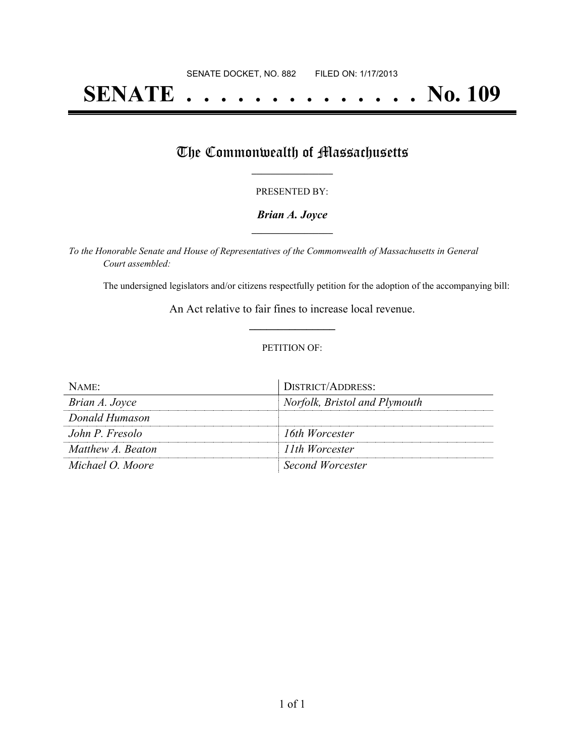SENATE DOCKET, NO. 882        FILED ON: 1/17/2013

# SENATE . . . . . . . . . . . . . . No. 109

## The Commonwealth of Massachusetts

PRESENTED BY:

***Brian A. Joyce***

*To the Honorable Senate and House of Representatives of the Commonwealth of Massachusetts in General Court assembled:*

The undersigned legislators and/or citizens respectfully petition for the adoption of the accompanying bill:

An Act relative to fair fines to increase local revenue.

PETITION OF:

| NAME: | DISTRICT/ADDRESS: |
| --- | --- |
| *Brian A. Joyce* | *Norfolk, Bristol and Plymouth* |
| *Donald Humason* | |
| *John P. Fresolo* | *16th Worcester* |
| *Matthew A. Beaton* | *11th Worcester* |
| *Michael O. Moore* | *Second Worcester* |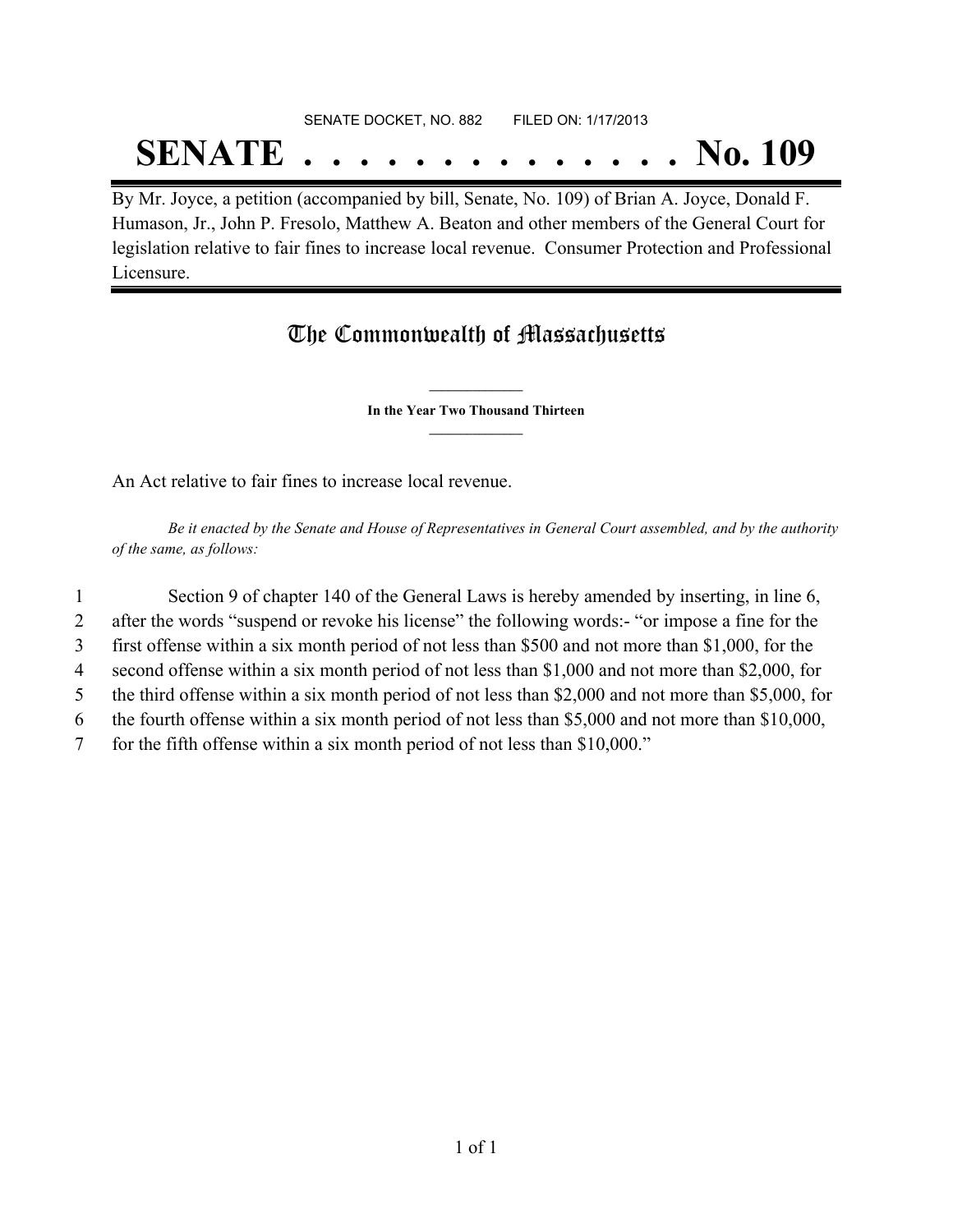SENATE DOCKET, NO. 882        FILED ON: 1/17/2013

# SENATE . . . . . . . . . . . . . . No. 109

By Mr. Joyce, a petition (accompanied by bill, Senate, No. 109) of Brian A. Joyce, Donald F. Humason, Jr., John P. Fresolo, Matthew A. Beaton and other members of the General Court for legislation relative to fair fines to increase local revenue. Consumer Protection and Professional Licensure.

## The Commonwealth of Massachusetts

**In the Year Two Thousand Thirteen**

An Act relative to fair fines to increase local revenue.

*Be it enacted by the Senate and House of Representatives in General Court assembled, and by the authority of the same, as follows:*

1 Section 9 of chapter 140 of the General Laws is hereby amended by inserting, in line 6,
2 after the words "suspend or revoke his license" the following words:- "or impose a fine for the
3 first offense within a six month period of not less than $500 and not more than $1,000, for the
4 second offense within a six month period of not less than $1,000 and not more than $2,000, for
5 the third offense within a six month period of not less than $2,000 and not more than $5,000, for
6 the fourth offense within a six month period of not less than $5,000 and not more than $10,000,
7 for the fifth offense within a six month period of not less than $10,000."